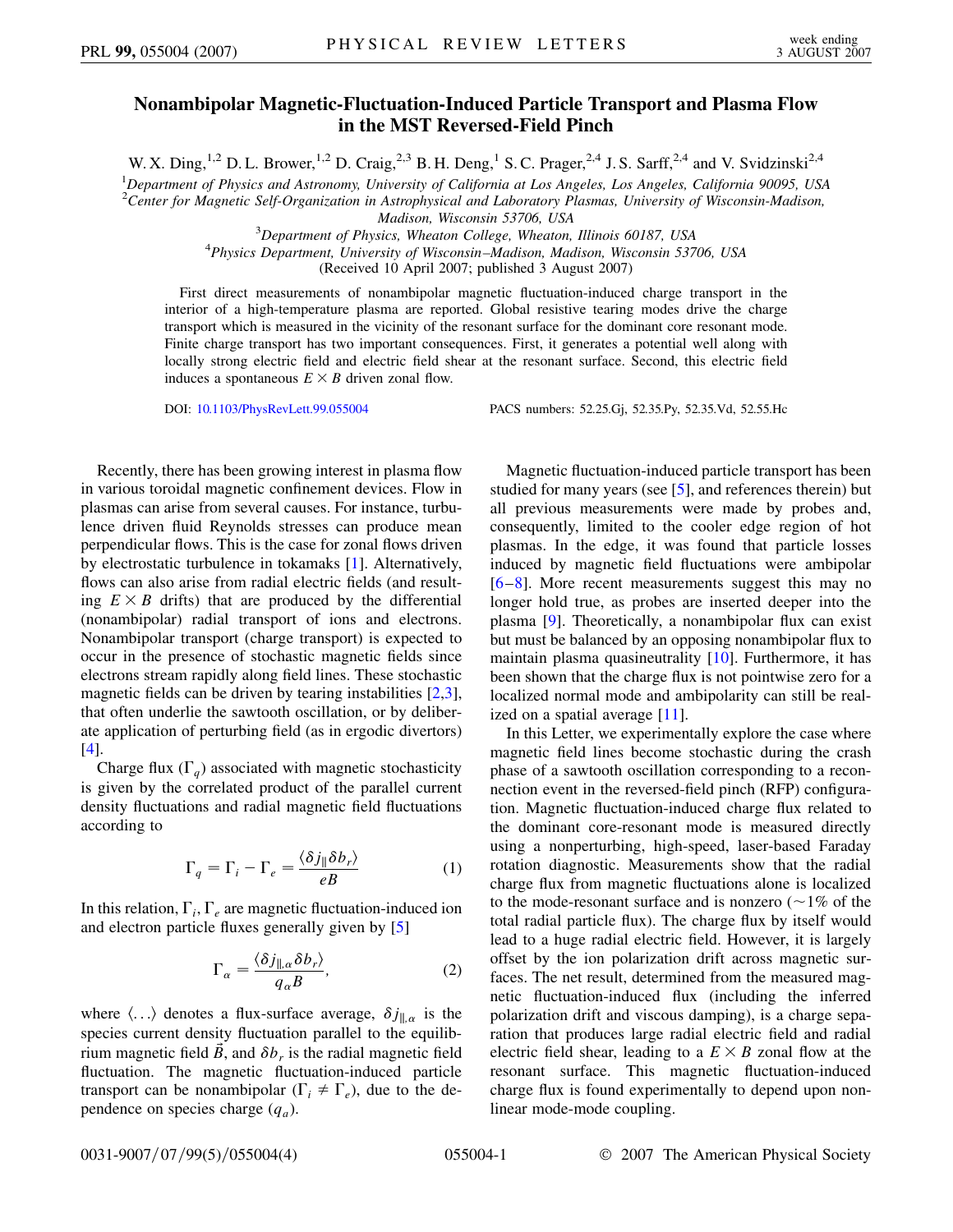# Nonambipolar Magnetic-Fluctuation-Induced Particle Transport and Plasma Flow in the MST Reversed-Field Pinch

W. X. Ding,[1,2] D. L. Brower,[1,2] D. Craig,[2,3] B. H. Deng,[1] S. C. Prager,[2,4] J. S. Sarff,[2,4] and V. Svidzinski[2,4]

[1]Department of Physics and Astronomy, University of California at Los Angeles, Los Angeles, California 90095, USA
[2]Center for Magnetic Self-Organization in Astrophysical and Laboratory Plasmas, University of Wisconsin-Madison, Madison, Wisconsin 53706, USA
[3]Department of Physics, Wheaton College, Wheaton, Illinois 60187, USA
[4]Physics Department, University of Wisconsin–Madison, Madison, Wisconsin 53706, USA

(Received 10 April 2007; published 3 August 2007)

First direct measurements of nonambipolar magnetic fluctuation-induced charge transport in the interior of a high-temperature plasma are reported. Global resistive tearing modes drive the charge transport which is measured in the vicinity of the resonant surface for the dominant core resonant mode. Finite charge transport has two important consequences. First, it generates a potential well along with locally strong electric field and electric field shear at the resonant surface. Second, this electric field induces a spontaneous $E \times B$ driven zonal flow.

DOI: 10.1103/PhysRevLett.99.055004 PACS numbers: 52.25.Gj, 52.35.Py, 52.35.Vd, 52.55.Hc

Recently, there has been growing interest in plasma flow in various toroidal magnetic confinement devices. Flow in plasmas can arise from several causes. For instance, turbulence driven fluid Reynolds stresses can produce mean perpendicular flows. This is the case for zonal flows driven by electrostatic turbulence in tokamaks [1]. Alternatively, flows can also arise from radial electric fields (and resulting $E \times B$ drifts) that are produced by the differential (nonambipolar) radial transport of ions and electrons. Nonambipolar transport (charge transport) is expected to occur in the presence of stochastic magnetic fields since electrons stream rapidly along field lines. These stochastic magnetic fields can be driven by tearing instabilities [2,3], that often underlie the sawtooth oscillation, or by deliberate application of perturbing field (as in ergodic divertors) [4].

Charge flux ($\Gamma_q$) associated with magnetic stochasticity is given by the correlated product of the parallel current density fluctuations and radial magnetic field fluctuations according to

$$\Gamma_q = \Gamma_i - \Gamma_e = \frac{\langle \delta j_\parallel \delta b_r \rangle}{eB} \tag{1}$$

In this relation, $\Gamma_i$, $\Gamma_e$ are magnetic fluctuation-induced ion and electron particle fluxes generally given by [5]

$$\Gamma_\alpha = \frac{\langle \delta j_{\parallel,\alpha} \delta b_r \rangle}{q_\alpha B}, \tag{2}$$

where $\langle \ldots \rangle$ denotes a flux-surface average, $\delta j_{\parallel,\alpha}$ is the species current density fluctuation parallel to the equilibrium magnetic field $\vec{B}$, and $\delta b_r$ is the radial magnetic field fluctuation. The magnetic fluctuation-induced particle transport can be nonambipolar ($\Gamma_i \neq \Gamma_e$), due to the dependence on species charge ($q_\alpha$).

Magnetic fluctuation-induced particle transport has been studied for many years (see [5], and references therein) but all previous measurements were made by probes and, consequently, limited to the cooler edge region of hot plasmas. In the edge, it was found that particle losses induced by magnetic field fluctuations were ambipolar [6–8]. More recent measurements suggest this may no longer hold true, as probes are inserted deeper into the plasma [9]. Theoretically, a nonambipolar flux can exist but must be balanced by an opposing nonambipolar flux to maintain plasma quasineutrality [10]. Furthermore, it has been shown that the charge flux is not pointwise zero for a localized normal mode and ambipolarity can still be realized on a spatial average [11].

In this Letter, we experimentally explore the case where magnetic field lines become stochastic during the crash phase of a sawtooth oscillation corresponding to a reconnection event in the reversed-field pinch (RFP) configuration. Magnetic fluctuation-induced charge flux related to the dominant core-resonant mode is measured directly using a nonperturbing, high-speed, laser-based Faraday rotation diagnostic. Measurements show that the radial charge flux from magnetic fluctuations alone is localized to the mode-resonant surface and is nonzero (~1% of the total radial particle flux). The charge flux by itself would lead to a huge radial electric field. However, it is largely offset by the ion polarization drift across magnetic surfaces. The net result, determined from the measured magnetic fluctuation-induced flux (including the inferred polarization drift and viscous damping), is a charge separation that produces large radial electric field and radial electric field shear, leading to a $E \times B$ zonal flow at the resonant surface. This magnetic fluctuation-induced charge flux is found experimentally to depend upon nonlinear mode-mode coupling.

0031-9007/07/99(5)/055004(4) © 2007 The American Physical Society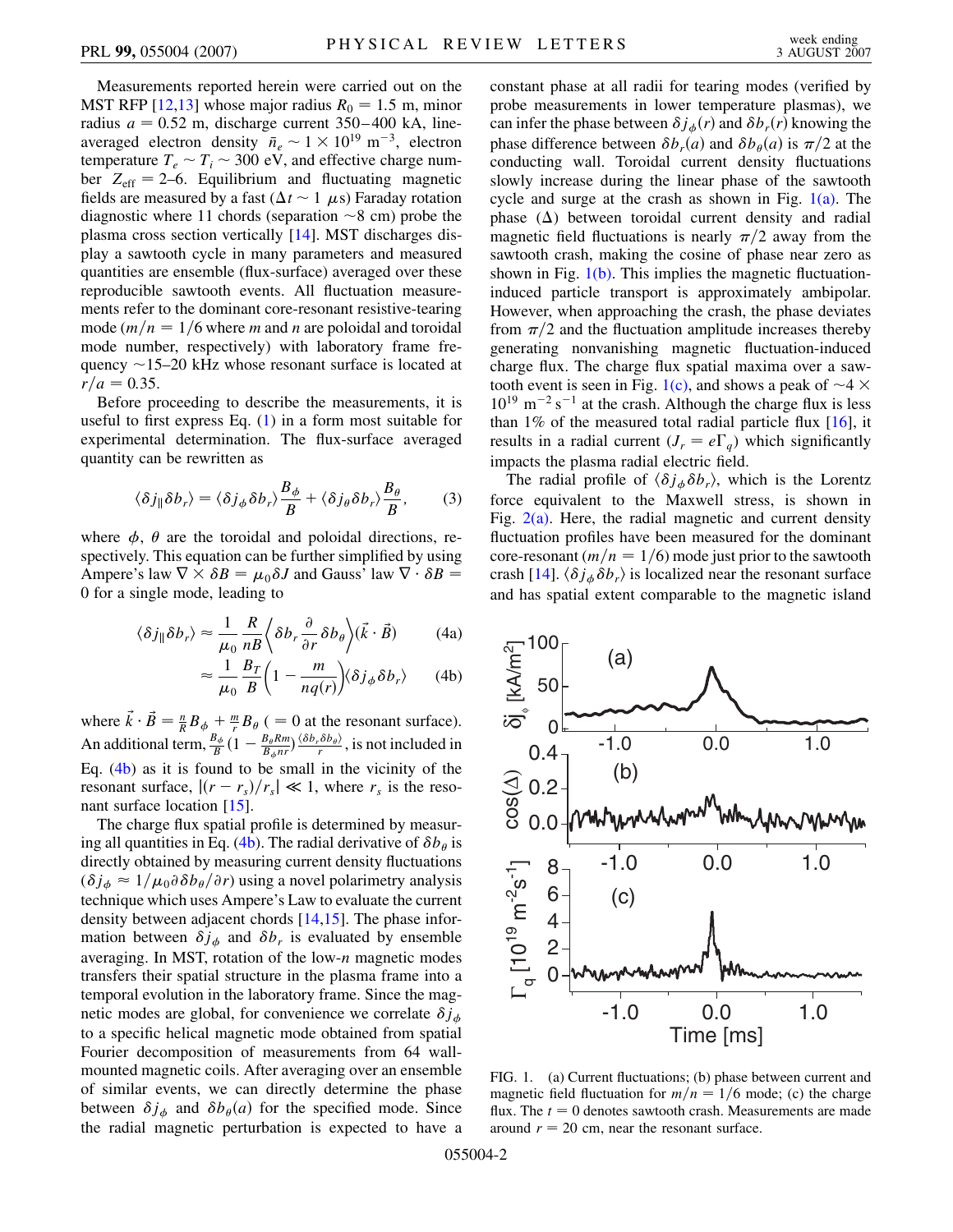Measurements reported herein were carried out on the MST RFP [12,13] whose major radius $R_0 = 1.5$ m, minor radius $a = 0.52$ m, discharge current 350–400 kA, line-averaged electron density $\bar{n}_e \sim 1 \times 10^{19}$ m$^{-3}$, electron temperature $T_e \sim T_i \sim 300$ eV, and effective charge number $Z_{\rm eff} = 2$–6. Equilibrium and fluctuating magnetic fields are measured by a fast ($\Delta t \sim 1$ $\mu$s) Faraday rotation diagnostic where 11 chords (separation $\sim$8 cm) probe the plasma cross section vertically [14]. MST discharges display a sawtooth cycle in many parameters and measured quantities are ensemble (flux-surface) averaged over these reproducible sawtooth events. All fluctuation measurements refer to the dominant core-resonant resistive-tearing mode ($m/n = 1/6$ where $m$ and $n$ are poloidal and toroidal mode number, respectively) with laboratory frame frequency $\sim$15–20 kHz whose resonant surface is located at $r/a = 0.35$.

Before proceeding to describe the measurements, it is useful to first express Eq. (1) in a form most suitable for experimental determination. The flux-surface averaged quantity can be rewritten as

$$\langle \delta j_{\|} \delta b_r \rangle = \langle \delta j_\phi \delta b_r \rangle \frac{B_\phi}{B} + \langle \delta j_\theta \delta b_r \rangle \frac{B_\theta}{B}, \qquad (3)$$

where $\phi$, $\theta$ are the toroidal and poloidal directions, respectively. This equation can be further simplified by using Ampere's law $\nabla \times \delta B = \mu_0 \delta J$ and Gauss' law $\nabla \cdot \delta B = 0$ for a single mode, leading to

$$\langle \delta j_{\|} \delta b_r \rangle \approx \frac{1}{\mu_0} \frac{R}{nB} \left\langle \delta b_r \frac{\partial}{\partial r} \delta b_\theta \right\rangle (\vec{k} \cdot \vec{B}) \qquad (4a)$$

$$\approx \frac{1}{\mu_0} \frac{B_T}{B} \left(1 - \frac{m}{nq(r)}\right) \langle \delta j_\phi \delta b_r \rangle \qquad (4b)$$

where $\vec{k} \cdot \vec{B} = \frac{n}{R} B_\phi + \frac{m}{r} B_\theta$ ($= 0$ at the resonant surface). An additional term, $\frac{B_\phi}{B}\left(1 - \frac{B_\theta R m}{B_\phi n r}\right) \frac{\langle \delta b_r \delta b_\theta \rangle}{r}$, is not included in Eq. (4b) as it is found to be small in the vicinity of the resonant surface, $|(r - r_s)/r_s| \ll 1$, where $r_s$ is the resonant surface location [15].

The charge flux spatial profile is determined by measuring all quantities in Eq. (4b). The radial derivative of $\delta b_\theta$ is directly obtained by measuring current density fluctuations ($\delta j_\phi \approx 1/\mu_0 \partial \delta b_\theta / \partial r$) using a novel polarimetry analysis technique which uses Ampere's Law to evaluate the current density between adjacent chords [14,15]. The phase information between $\delta j_\phi$ and $\delta b_r$ is evaluated by ensemble averaging. In MST, rotation of the low-$n$ magnetic modes transfers their spatial structure in the plasma frame into a temporal evolution in the laboratory frame. Since the magnetic modes are global, for convenience we correlate $\delta j_\phi$ to a specific helical magnetic mode obtained from spatial Fourier decomposition of measurements from 64 wall-mounted magnetic coils. After averaging over an ensemble of similar events, we can directly determine the phase between $\delta j_\phi$ and $\delta b_\theta(a)$ for the specified mode. Since the radial magnetic perturbation is expected to have a constant phase at all radii for tearing modes (verified by probe measurements in lower temperature plasmas), we can infer the phase between $\delta j_\phi(r)$ and $\delta b_r(r)$ knowing the phase difference between $\delta b_r(a)$ and $\delta b_\theta(a)$ is $\pi/2$ at the conducting wall. Toroidal current density fluctuations slowly increase during the linear phase of the sawtooth cycle and surge at the crash as shown in Fig. 1(a). The phase ($\Delta$) between toroidal current density and radial magnetic field fluctuations is nearly $\pi/2$ away from the sawtooth crash, making the cosine of phase near zero as shown in Fig. 1(b). This implies the magnetic fluctuation-induced particle transport is approximately ambipolar. However, when approaching the crash, the phase deviates from $\pi/2$ and the fluctuation amplitude increases thereby generating nonvanishing magnetic fluctuation-induced charge flux. The charge flux spatial maxima over a sawtooth event is seen in Fig. 1(c), and shows a peak of $\sim 4 \times 10^{19}$ m$^{-2}$ s$^{-1}$ at the crash. Although the charge flux is less than 1% of the measured total radial particle flux [16], it results in a radial current ($J_r = e\Gamma_q$) which significantly impacts the plasma radial electric field.

The radial profile of $\langle \delta j_\phi \delta b_r \rangle$, which is the Lorentz force equivalent to the Maxwell stress, is shown in Fig. 2(a). Here, the radial magnetic and current density fluctuation profiles have been measured for the dominant core-resonant ($m/n = 1/6$) mode just prior to the sawtooth crash [14]. $\langle \delta j_\phi \delta b_r \rangle$ is localized near the resonant surface and has spatial extent comparable to the magnetic island

FIG. 1. (a) Current fluctuations; (b) phase between current and magnetic field fluctuation for $m/n = 1/6$ mode; (c) the charge flux. The $t = 0$ denotes sawtooth crash. Measurements are made around $r = 20$ cm, near the resonant surface.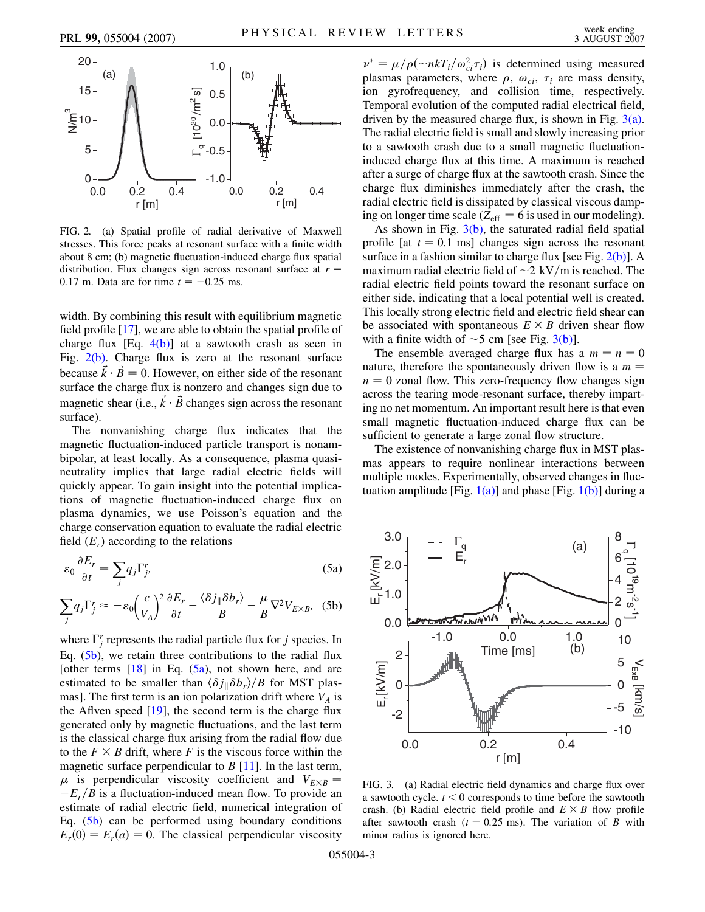FIG. 2. (a) Spatial profile of radial derivative of Maxwell stresses. This force peaks at resonant surface with a finite width about 8 cm; (b) magnetic fluctuation-induced charge flux spatial distribution. Flux changes sign across resonant surface at $r = 0.17$ m. Data are for time $t = -0.25$ ms.

width. By combining this result with equilibrium magnetic field profile [17], we are able to obtain the spatial profile of charge flux [Eq. 4(b)] at a sawtooth crash as seen in Fig. 2(b). Charge flux is zero at the resonant surface because $\vec{k}\cdot\vec{B} = 0$. However, on either side of the resonant surface the charge flux is nonzero and changes sign due to magnetic shear (i.e., $\vec{k}\cdot\vec{B}$ changes sign across the resonant surface).

The nonvanishing charge flux indicates that the magnetic fluctuation-induced particle transport is nonambipolar, at least locally. As a consequence, plasma quasineutrality implies that large radial electric fields will quickly appear. To gain insight into the potential implications of magnetic fluctuation-induced charge flux on plasma dynamics, we use Poisson's equation and the charge conservation equation to evaluate the radial electric field ($E_r$) according to the relations

$$\varepsilon_0 \frac{\partial E_r}{\partial t} = \sum_j q_j \Gamma_j^r, \tag{5a}$$

$$\sum_j q_j \Gamma_j^r \approx -\varepsilon_0 \left(\frac{c}{V_A}\right)^2 \frac{\partial E_r}{\partial t} - \frac{\langle \delta j_\parallel \delta b_r \rangle}{B} - \frac{\mu}{B}\nabla^2 V_{E\times B}, \tag{5b}$$

where $\Gamma_j^r$ represents the radial particle flux for $j$ species. In Eq. (5b), we retain three contributions to the radial flux [other terms [18] in Eq. (5a), not shown here, are estimated to be smaller than $\langle \delta j_\parallel \delta b_r \rangle / B$ for MST plasmas]. The first term is an ion polarization drift where $V_A$ is the Aflven speed [19], the second term is the charge flux generated only by magnetic fluctuations, and the last term is the classical charge flux arising from the radial flow due to the $F \times B$ drift, where $F$ is the viscous force within the magnetic surface perpendicular to $B$ [11]. In the last term, $\mu$ is perpendicular viscosity coefficient and $V_{E\times B} = -E_r/B$ is a fluctuation-induced mean flow. To provide an estimate of radial electric field, numerical integration of Eq. (5b) can be performed using boundary conditions $E_r(0) = E_r(a) = 0$. The classical perpendicular viscosity $\nu^* = \mu/\rho(\sim nkT_i/\omega_{ci}^2\tau_i)$ is determined using measured plasmas parameters, where $\rho$, $\omega_{ci}$, $\tau_i$ are mass density, ion gyrofrequency, and collision time, respectively. Temporal evolution of the computed radial electrical field, driven by the measured charge flux, is shown in Fig. 3(a). The radial electric field is small and slowly increasing prior to a sawtooth crash due to a small magnetic fluctuation-induced charge flux at this time. A maximum is reached after a surge of charge flux at the sawtooth crash. Since the charge flux diminishes immediately after the crash, the radial electric field is dissipated by classical viscous damping on longer time scale ($Z_{\text{eff}} = 6$ is used in our modeling).

As shown in Fig. 3(b), the saturated radial field spatial profile [at $t = 0.1$ ms] changes sign across the resonant surface in a fashion similar to charge flux [see Fig. 2(b)]. A maximum radial electric field of $\sim$2 kV/m is reached. The radial electric field points toward the resonant surface on either side, indicating that a local potential well is created. This locally strong electric field and electric field shear can be associated with spontaneous $E \times B$ driven shear flow with a finite width of $\sim$5 cm [see Fig. 3(b)].

The ensemble averaged charge flux has a $m = n = 0$ nature, therefore the spontaneously driven flow is a $m = n = 0$ zonal flow. This zero-frequency flow changes sign across the tearing mode-resonant surface, thereby imparting no net momentum. An important result here is that even small magnetic fluctuation-induced charge flux can be sufficient to generate a large zonal flow structure.

The existence of nonvanishing charge flux in MST plasmas appears to require nonlinear interactions between multiple modes. Experimentally, observed changes in fluctuation amplitude [Fig. 1(a)] and phase [Fig. 1(b)] during a

FIG. 3. (a) Radial electric field dynamics and charge flux over a sawtooth cycle. $t < 0$ corresponds to time before the sawtooth crash. (b) Radial electric field profile and $E \times B$ flow profile after sawtooth crash ($t = 0.25$ ms). The variation of $B$ with minor radius is ignored here.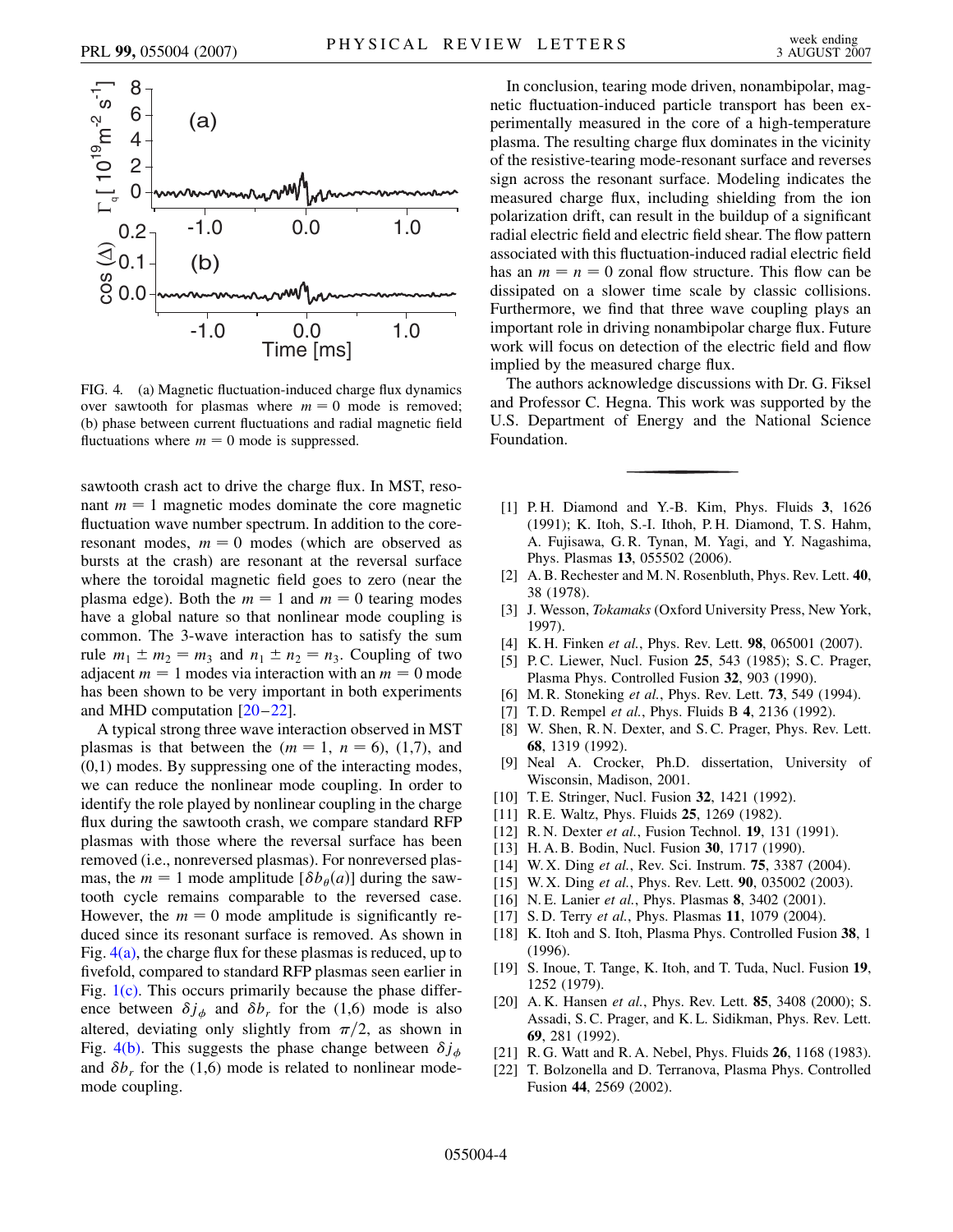(a)

$\Gamma_q$ [$10^{19}$m$^{-2}$ s$^{-1}$]

8
6
4
2
0

-1.0 0.0 1.0

(b)

cos (Δ)

0.2
0.1
0.0

-1.0 0.0 1.0

Time [ms]

FIG. 4. (a) Magnetic fluctuation-induced charge flux dynamics over sawtooth for plasmas where $m = 0$ mode is removed; (b) phase between current fluctuations and radial magnetic field fluctuations where $m = 0$ mode is suppressed.

sawtooth crash act to drive the charge flux. In MST, resonant $m = 1$ magnetic modes dominate the core magnetic fluctuation wave number spectrum. In addition to the core-resonant modes, $m = 0$ modes (which are observed as bursts at the crash) are resonant at the reversal surface where the toroidal magnetic field goes to zero (near the plasma edge). Both the $m = 1$ and $m = 0$ tearing modes have a global nature so that nonlinear mode coupling is common. The 3-wave interaction has to satisfy the sum rule $m_1 \pm m_2 = m_3$ and $n_1 \pm n_2 = n_3$. Coupling of two adjacent $m = 1$ modes via interaction with an $m = 0$ mode has been shown to be very important in both experiments and MHD computation [20–22].

A typical strong three wave interaction observed in MST plasmas is that between the ($m = 1$, $n = 6$), (1,7), and (0,1) modes. By suppressing one of the interacting modes, we can reduce the nonlinear mode coupling. In order to identify the role played by nonlinear coupling in the charge flux during the sawtooth crash, we compare standard RFP plasmas with those where the reversal surface has been removed (i.e., nonreversed plasmas). For nonreversed plasmas, the $m = 1$ mode amplitude [$\delta b_\theta(a)$] during the sawtooth cycle remains comparable to the reversed case. However, the $m = 0$ mode amplitude is significantly reduced since its resonant surface is removed. As shown in Fig. 4(a), the charge flux for these plasmas is reduced, up to fivefold, compared to standard RFP plasmas seen earlier in Fig. 1(c). This occurs primarily because the phase difference between $\delta j_\phi$ and $\delta b_r$ for the (1,6) mode is also altered, deviating only slightly from $\pi/2$, as shown in Fig. 4(b). This suggests the phase change between $\delta j_\phi$ and $\delta b_r$ for the (1,6) mode is related to nonlinear mode-mode coupling.

In conclusion, tearing mode driven, nonambipolar, magnetic fluctuation-induced particle transport has been experimentally measured in the core of a high-temperature plasma. The resulting charge flux dominates in the vicinity of the resistive-tearing mode-resonant surface and reverses sign across the resonant surface. Modeling indicates the measured charge flux, including shielding from the ion polarization drift, can result in the buildup of a significant radial electric field and electric field shear. The flow pattern associated with this fluctuation-induced radial electric field has an $m = n = 0$ zonal flow structure. This flow can be dissipated on a slower time scale by classic collisions. Furthermore, we find that three wave coupling plays an important role in driving nonambipolar charge flux. Future work will focus on detection of the electric field and flow implied by the measured charge flux.

The authors acknowledge discussions with Dr. G. Fiksel and Professor C. Hegna. This work was supported by the U.S. Department of Energy and the National Science Foundation.

[1] P. H. Diamond and Y.-B. Kim, Phys. Fluids **3**, 1626 (1991); K. Itoh, S.-I. Ithoh, P. H. Diamond, T. S. Hahm, A. Fujisawa, G. R. Tynan, M. Yagi, and Y. Nagashima, Phys. Plasmas **13**, 055502 (2006).

[2] A. B. Rechester and M. N. Rosenbluth, Phys. Rev. Lett. **40**, 38 (1978).

[3] J. Wesson, *Tokamaks* (Oxford University Press, New York, 1997).

[4] K. H. Finken *et al.*, Phys. Rev. Lett. **98**, 065001 (2007).

[5] P. C. Liewer, Nucl. Fusion **25**, 543 (1985); S. C. Prager, Plasma Phys. Controlled Fusion **32**, 903 (1990).

[6] M. R. Stoneking *et al.*, Phys. Rev. Lett. **73**, 549 (1994).

[7] T. D. Rempel *et al.*, Phys. Fluids B **4**, 2136 (1992).

[8] W. Shen, R. N. Dexter, and S. C. Prager, Phys. Rev. Lett. **68**, 1319 (1992).

[9] Neal A. Crocker, Ph.D. dissertation, University of Wisconsin, Madison, 2001.

[10] T. E. Stringer, Nucl. Fusion **32**, 1421 (1992).

[11] R. E. Waltz, Phys. Fluids **25**, 1269 (1982).

[12] R. N. Dexter *et al.*, Fusion Technol. **19**, 131 (1991).

[13] H. A. B. Bodin, Nucl. Fusion **30**, 1717 (1990).

[14] W. X. Ding *et al.*, Rev. Sci. Instrum. **75**, 3387 (2004).

[15] W. X. Ding *et al.*, Phys. Rev. Lett. **90**, 035002 (2003).

[16] N. E. Lanier *et al.*, Phys. Plasmas **8**, 3402 (2001).

[17] S. D. Terry *et al.*, Phys. Plasmas **11**, 1079 (2004).

[18] K. Itoh and S. Itoh, Plasma Phys. Controlled Fusion **38**, 1 (1996).

[19] S. Inoue, T. Tange, K. Itoh, and T. Tuda, Nucl. Fusion **19**, 1252 (1979).

[20] A. K. Hansen *et al.*, Phys. Rev. Lett. **85**, 3408 (2000); S. Assadi, S. C. Prager, and K. L. Sidikman, Phys. Rev. Lett. **69**, 281 (1992).

[21] R. G. Watt and R. A. Nebel, Phys. Fluids **26**, 1168 (1983).

[22] T. Bolzonella and D. Terranova, Plasma Phys. Controlled Fusion **44**, 2569 (2002).